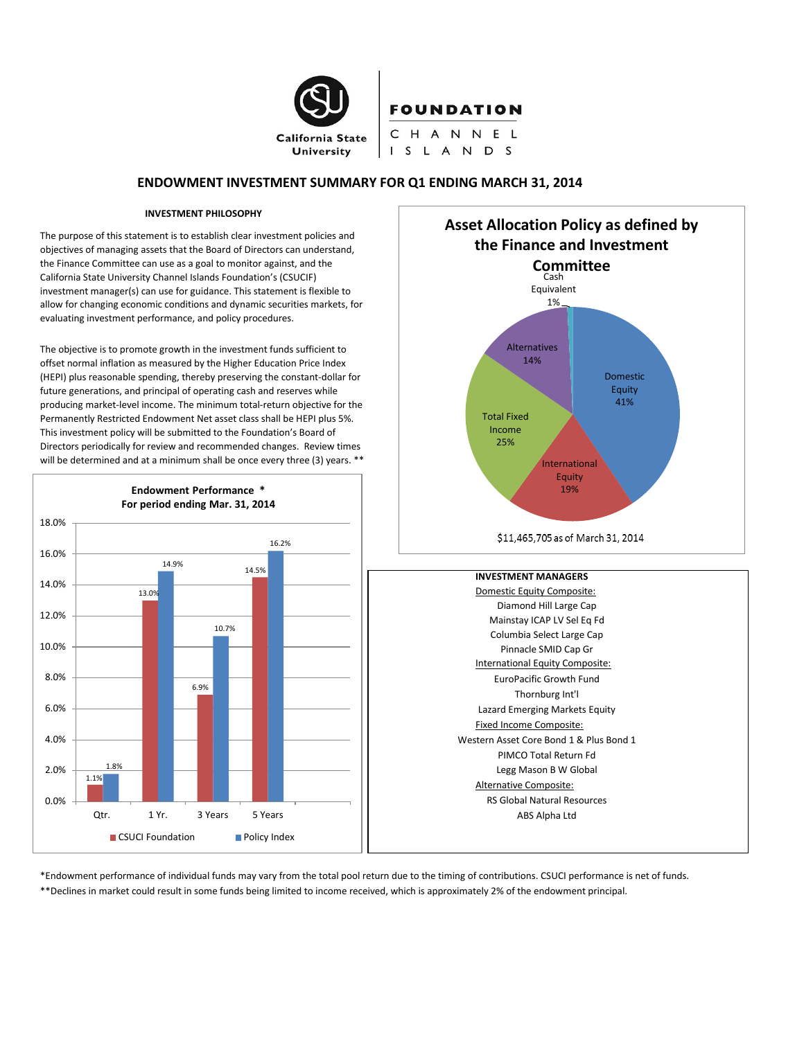California State University

FOUNDATION
CHANNEL ISLANDS

# ENDOWMENT INVESTMENT SUMMARY FOR Q1 ENDING MARCH 31, 2014

### INVESTMENT PHILOSOPHY

The purpose of this statement is to establish clear investment policies and objectives of managing assets that the Board of Directors can understand, the Finance Committee can use as a goal to monitor against, and the California State University Channel Islands Foundation's (CSUCIF) investment manager(s) can use for guidance. This statement is flexible to allow for changing economic conditions and dynamic securities markets, for evaluating investment performance, and policy procedures.

The objective is to promote growth in the investment funds sufficient to offset normal inflation as measured by the Higher Education Price Index (HEPI) plus reasonable spending, thereby preserving the constant-dollar for future generations, and principal of operating cash and reserves while producing market-level income. The minimum total-return objective for the Permanently Restricted Endowment Net asset class shall be HEPI plus 5%. This investment policy will be submitted to the Foundation's Board of Directors periodically for review and recommended changes. Review times will be determined and at a minimum shall be once every three (3) years. **

**Endowment Performance *
For period ending Mar. 31, 2014**

| | CSUCI Foundation | Policy Index |
|---|---|---|
| Qtr. | 1.1% | 1.8% |
| 1 Yr. | 13.0% | 14.9% |
| 3 Years | 6.9% | 10.7% |
| 5 Years | 14.5% | 16.2% |

**Asset Allocation Policy as defined by the Finance and Investment Committee**

| Asset Class | Allocation |
|---|---|
| Domestic Equity | 41% |
| International Equity | 19% |
| Total Fixed Income | 25% |
| Alternatives | 14% |
| Cash Equivalent | 1% |

$11,465,705 as of March 31, 2014

**INVESTMENT MANAGERS**

Domestic Equity Composite:
- Diamond Hill Large Cap
- Mainstay ICAP LV Sel Eq Fd
- Columbia Select Large Cap
- Pinnacle SMID Cap Gr

International Equity Composite:
- EuroPacific Growth Fund
- Thornburg Int'l
- Lazard Emerging Markets Equity

Fixed Income Composite:
- Western Asset Core Bond 1 & Plus Bond 1
- PIMCO Total Return Fd
- Legg Mason B W Global

Alternative Composite:
- RS Global Natural Resources
- ABS Alpha Ltd

*Endowment performance of individual funds may vary from the total pool return due to the timing of contributions. CSUCI performance is net of funds.
**Declines in market could result in some funds being limited to income received, which is approximately 2% of the endowment principal.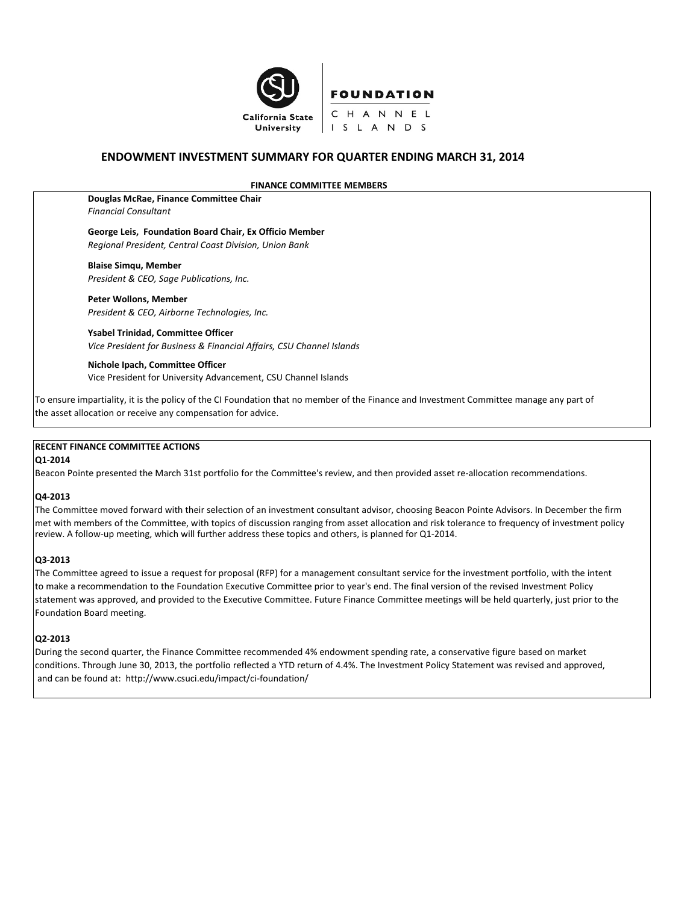# ENDOWMENT INVESTMENT SUMMARY FOR QUARTER ENDING MARCH 31, 2014

## FINANCE COMMITTEE MEMBERS

**Douglas McRae, Finance Committee Chair**
*Financial Consultant*

**George Leis, Foundation Board Chair, Ex Officio Member**
*Regional President, Central Coast Division, Union Bank*

**Blaise Simqu, Member**
*President & CEO, Sage Publications, Inc.*

**Peter Wollons, Member**
*President & CEO, Airborne Technologies, Inc.*

**Ysabel Trinidad, Committee Officer**
*Vice President for Business & Financial Affairs, CSU Channel Islands*

**Nichole Ipach, Committee Officer**
Vice President for University Advancement, CSU Channel Islands

To ensure impartiality, it is the policy of the CI Foundation that no member of the Finance and Investment Committee manage any part of the asset allocation or receive any compensation for advice.

## RECENT FINANCE COMMITTEE ACTIONS

**Q1-2014**

Beacon Pointe presented the March 31st portfolio for the Committee's review, and then provided asset re-allocation recommendations.

**Q4-2013**

The Committee moved forward with their selection of an investment consultant advisor, choosing Beacon Pointe Advisors. In December the firm met with members of the Committee, with topics of discussion ranging from asset allocation and risk tolerance to frequency of investment policy review. A follow-up meeting, which will further address these topics and others, is planned for Q1-2014.

**Q3-2013**

The Committee agreed to issue a request for proposal (RFP) for a management consultant service for the investment portfolio, with the intent to make a recommendation to the Foundation Executive Committee prior to year's end. The final version of the revised Investment Policy statement was approved, and provided to the Executive Committee. Future Finance Committee meetings will be held quarterly, just prior to the Foundation Board meeting.

**Q2-2013**

During the second quarter, the Finance Committee recommended 4% endowment spending rate, a conservative figure based on market conditions. Through June 30, 2013, the portfolio reflected a YTD return of 4.4%. The Investment Policy Statement was revised and approved, and can be found at: http://www.csuci.edu/impact/ci-foundation/